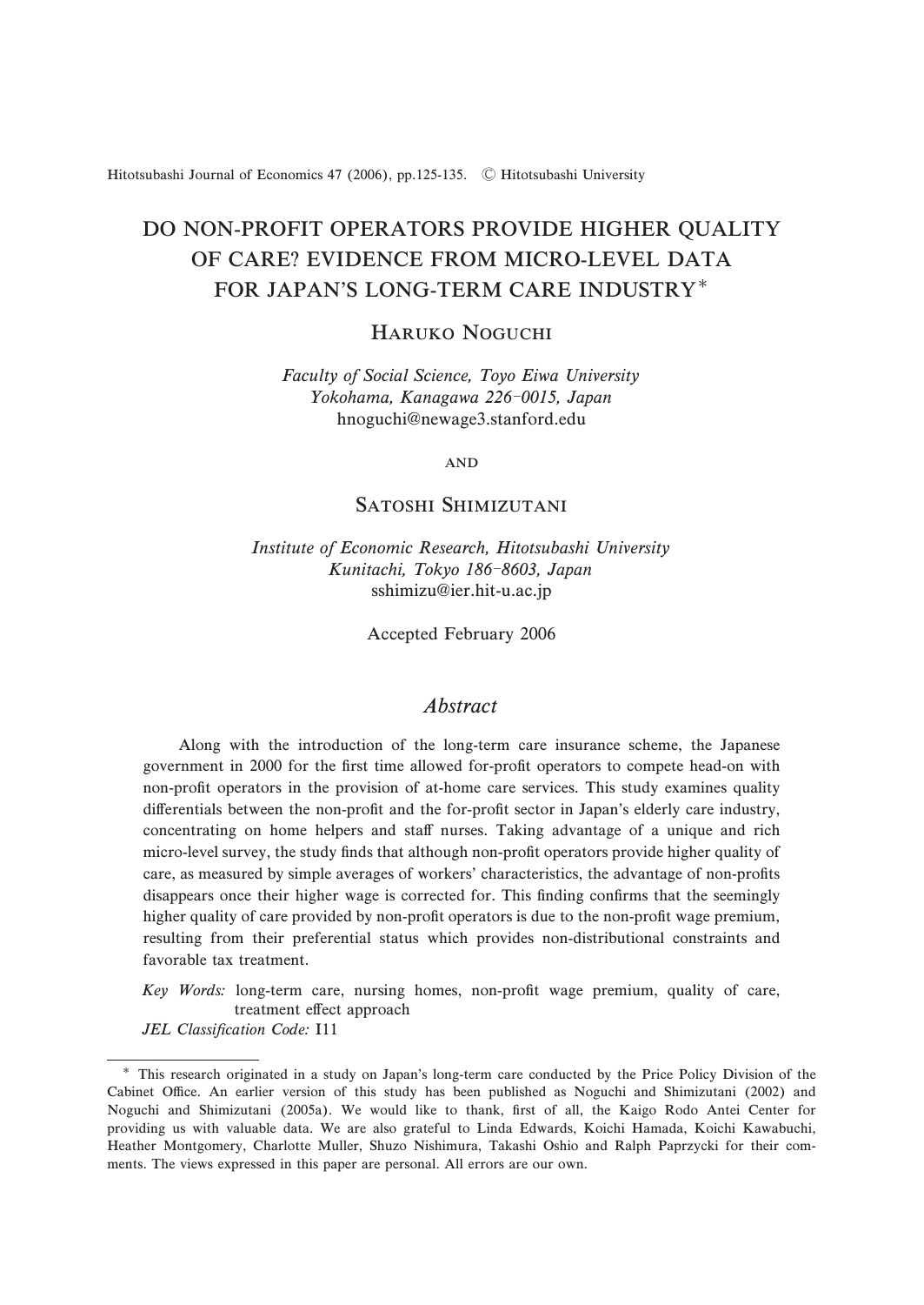# DO NON-PROFIT OPERATORS PROVIDE HIGHER QUALITY OF CARE? EVIDENCE FROM MICRO-LEVEL DATA FOR JAPAN'S LONG-TERM CARE INDUSTRY*

Haruko Noguchi

*Faculty of Social Science, Toyo Eiwa University*
*Yokohama, Kanagawa 226-0015, Japan*
hnoguchi@newage3.stanford.edu

and

Satoshi Shimizutani

*Institute of Economic Research, Hitotsubashi University*
*Kunitachi, Tokyo 186-8603, Japan*
sshimizu@ier.hit-u.ac.jp

Accepted February 2006

## *Abstract*

Along with the introduction of the long-term care insurance scheme, the Japanese government in 2000 for the first time allowed for-profit operators to compete head-on with non-profit operators in the provision of at-home care services. This study examines quality differentials between the non-profit and the for-profit sector in Japan's elderly care industry, concentrating on home helpers and staff nurses. Taking advantage of a unique and rich micro-level survey, the study finds that although non-profit operators provide higher quality of care, as measured by simple averages of workers' characteristics, the advantage of non-profits disappears once their higher wage is corrected for. This finding confirms that the seemingly higher quality of care provided by non-profit operators is due to the non-profit wage premium, resulting from their preferential status which provides non-distributional constraints and favorable tax treatment.

*Key Words:* long-term care, nursing homes, non-profit wage premium, quality of care, treatment effect approach

*JEL Classification Code:* I11

---

* This research originated in a study on Japan's long-term care conducted by the Price Policy Division of the Cabinet Office. An earlier version of this study has been published as Noguchi and Shimizutani (2002) and Noguchi and Shimizutani (2005a). We would like to thank, first of all, the Kaigo Rodo Antei Center for providing us with valuable data. We are also grateful to Linda Edwards, Koichi Hamada, Koichi Kawabuchi, Heather Montgomery, Charlotte Muller, Shuzo Nishimura, Takashi Oshio and Ralph Paprzycki for their comments. The views expressed in this paper are personal. All errors are our own.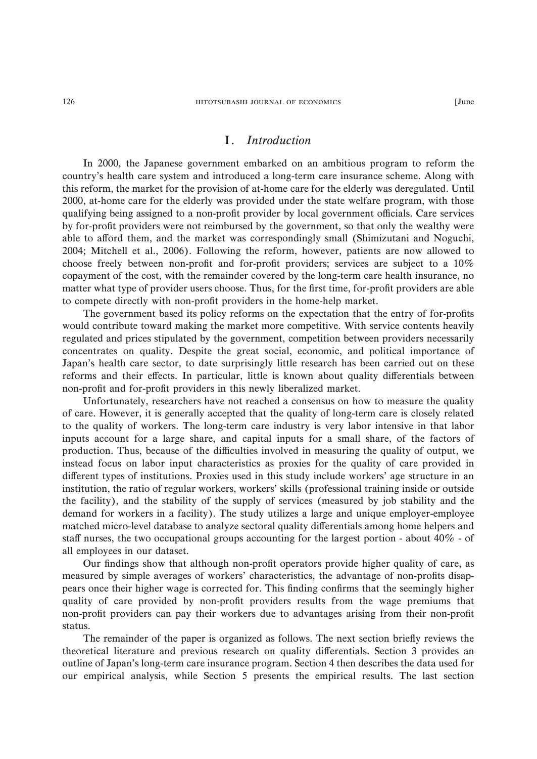## I. *Introduction*

In 2000, the Japanese government embarked on an ambitious program to reform the country's health care system and introduced a long-term care insurance scheme. Along with this reform, the market for the provision of at-home care for the elderly was deregulated. Until 2000, at-home care for the elderly was provided under the state welfare program, with those qualifying being assigned to a non-profit provider by local government officials. Care services by for-profit providers were not reimbursed by the government, so that only the wealthy were able to afford them, and the market was correspondingly small (Shimizutani and Noguchi, 2004; Mitchell et al., 2006). Following the reform, however, patients are now allowed to choose freely between non-profit and for-profit providers; services are subject to a 10% copayment of the cost, with the remainder covered by the long-term care health insurance, no matter what type of provider users choose. Thus, for the first time, for-profit providers are able to compete directly with non-profit providers in the home-help market.

The government based its policy reforms on the expectation that the entry of for-profits would contribute toward making the market more competitive. With service contents heavily regulated and prices stipulated by the government, competition between providers necessarily concentrates on quality. Despite the great social, economic, and political importance of Japan's health care sector, to date surprisingly little research has been carried out on these reforms and their effects. In particular, little is known about quality differentials between non-profit and for-profit providers in this newly liberalized market.

Unfortunately, researchers have not reached a consensus on how to measure the quality of care. However, it is generally accepted that the quality of long-term care is closely related to the quality of workers. The long-term care industry is very labor intensive in that labor inputs account for a large share, and capital inputs for a small share, of the factors of production. Thus, because of the difficulties involved in measuring the quality of output, we instead focus on labor input characteristics as proxies for the quality of care provided in different types of institutions. Proxies used in this study include workers' age structure in an institution, the ratio of regular workers, workers' skills (professional training inside or outside the facility), and the stability of the supply of services (measured by job stability and the demand for workers in a facility). The study utilizes a large and unique employer-employee matched micro-level database to analyze sectoral quality differentials among home helpers and staff nurses, the two occupational groups accounting for the largest portion - about 40% - of all employees in our dataset.

Our findings show that although non-profit operators provide higher quality of care, as measured by simple averages of workers' characteristics, the advantage of non-profits disappears once their higher wage is corrected for. This finding confirms that the seemingly higher quality of care provided by non-profit providers results from the wage premiums that non-profit providers can pay their workers due to advantages arising from their non-profit status.

The remainder of the paper is organized as follows. The next section briefly reviews the theoretical literature and previous research on quality differentials. Section 3 provides an outline of Japan's long-term care insurance program. Section 4 then describes the data used for our empirical analysis, while Section 5 presents the empirical results. The last section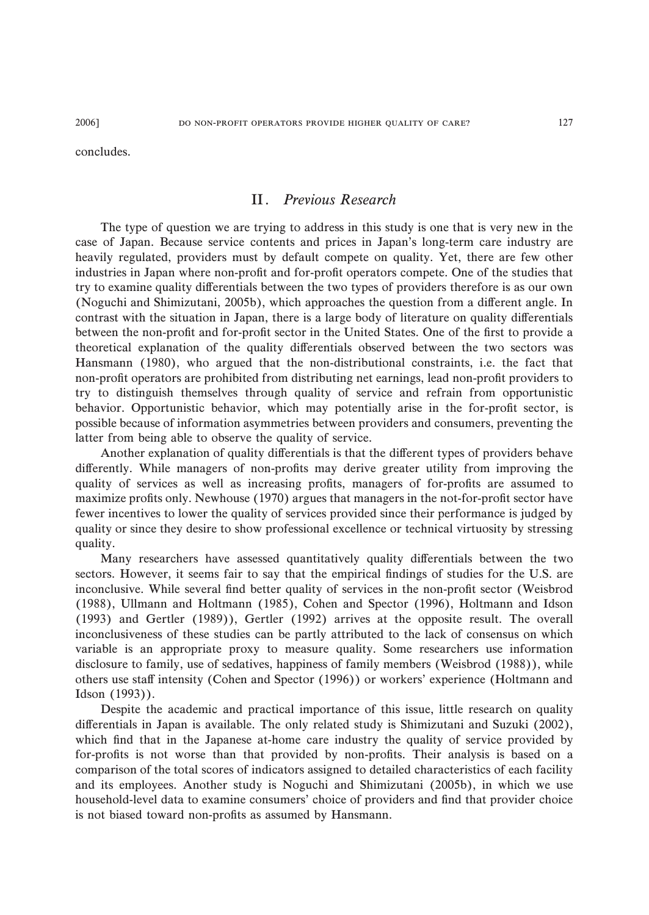concludes.

## II. *Previous Research*

The type of question we are trying to address in this study is one that is very new in the case of Japan. Because service contents and prices in Japan's long-term care industry are heavily regulated, providers must by default compete on quality. Yet, there are few other industries in Japan where non-profit and for-profit operators compete. One of the studies that try to examine quality differentials between the two types of providers therefore is as our own (Noguchi and Shimizutani, 2005b), which approaches the question from a different angle. In contrast with the situation in Japan, there is a large body of literature on quality differentials between the non-profit and for-profit sector in the United States. One of the first to provide a theoretical explanation of the quality differentials observed between the two sectors was Hansmann (1980), who argued that the non-distributional constraints, i.e. the fact that non-profit operators are prohibited from distributing net earnings, lead non-profit providers to try to distinguish themselves through quality of service and refrain from opportunistic behavior. Opportunistic behavior, which may potentially arise in the for-profit sector, is possible because of information asymmetries between providers and consumers, preventing the latter from being able to observe the quality of service.

Another explanation of quality differentials is that the different types of providers behave differently. While managers of non-profits may derive greater utility from improving the quality of services as well as increasing profits, managers of for-profits are assumed to maximize profits only. Newhouse (1970) argues that managers in the not-for-profit sector have fewer incentives to lower the quality of services provided since their performance is judged by quality or since they desire to show professional excellence or technical virtuosity by stressing quality.

Many researchers have assessed quantitatively quality differentials between the two sectors. However, it seems fair to say that the empirical findings of studies for the U.S. are inconclusive. While several find better quality of services in the non-profit sector (Weisbrod (1988), Ullmann and Holtmann (1985), Cohen and Spector (1996), Holtmann and Idson (1993) and Gertler (1989)), Gertler (1992) arrives at the opposite result. The overall inconclusiveness of these studies can be partly attributed to the lack of consensus on which variable is an appropriate proxy to measure quality. Some researchers use information disclosure to family, use of sedatives, happiness of family members (Weisbrod (1988)), while others use staff intensity (Cohen and Spector (1996)) or workers' experience (Holtmann and Idson (1993)).

Despite the academic and practical importance of this issue, little research on quality differentials in Japan is available. The only related study is Shimizutani and Suzuki (2002), which find that in the Japanese at-home care industry the quality of service provided by for-profits is not worse than that provided by non-profits. Their analysis is based on a comparison of the total scores of indicators assigned to detailed characteristics of each facility and its employees. Another study is Noguchi and Shimizutani (2005b), in which we use household-level data to examine consumers' choice of providers and find that provider choice is not biased toward non-profits as assumed by Hansmann.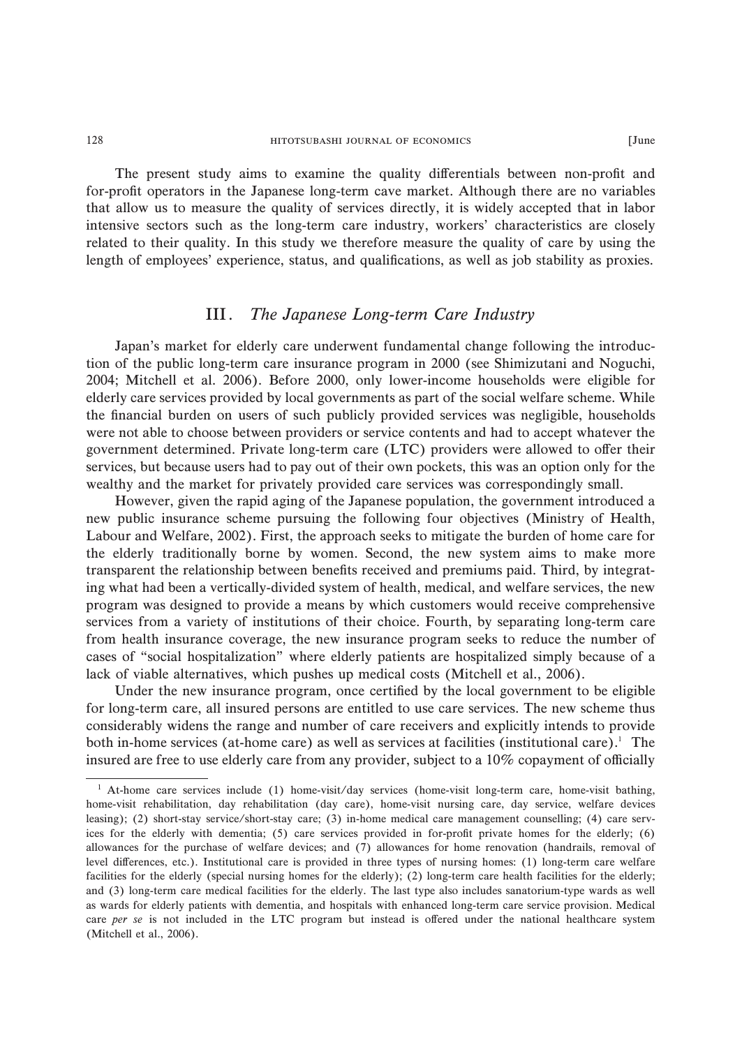The present study aims to examine the quality differentials between non-profit and for-profit operators in the Japanese long-term cave market. Although there are no variables that allow us to measure the quality of services directly, it is widely accepted that in labor intensive sectors such as the long-term care industry, workers' characteristics are closely related to their quality. In this study we therefore measure the quality of care by using the length of employees' experience, status, and qualifications, as well as job stability as proxies.

## III. *The Japanese Long-term Care Industry*

Japan's market for elderly care underwent fundamental change following the introduction of the public long-term care insurance program in 2000 (see Shimizutani and Noguchi, 2004; Mitchell et al. 2006). Before 2000, only lower-income households were eligible for elderly care services provided by local governments as part of the social welfare scheme. While the financial burden on users of such publicly provided services was negligible, households were not able to choose between providers or service contents and had to accept whatever the government determined. Private long-term care (LTC) providers were allowed to offer their services, but because users had to pay out of their own pockets, this was an option only for the wealthy and the market for privately provided care services was correspondingly small.

However, given the rapid aging of the Japanese population, the government introduced a new public insurance scheme pursuing the following four objectives (Ministry of Health, Labour and Welfare, 2002). First, the approach seeks to mitigate the burden of home care for the elderly traditionally borne by women. Second, the new system aims to make more transparent the relationship between benefits received and premiums paid. Third, by integrating what had been a vertically-divided system of health, medical, and welfare services, the new program was designed to provide a means by which customers would receive comprehensive services from a variety of institutions of their choice. Fourth, by separating long-term care from health insurance coverage, the new insurance program seeks to reduce the number of cases of "social hospitalization" where elderly patients are hospitalized simply because of a lack of viable alternatives, which pushes up medical costs (Mitchell et al., 2006).

Under the new insurance program, once certified by the local government to be eligible for long-term care, all insured persons are entitled to use care services. The new scheme thus considerably widens the range and number of care receivers and explicitly intends to provide both in-home services (at-home care) as well as services at facilities (institutional care).[1] The insured are free to use elderly care from any provider, subject to a 10% copayment of officially

---

[1] At-home care services include (1) home-visit/day services (home-visit long-term care, home-visit bathing, home-visit rehabilitation, day rehabilitation (day care), home-visit nursing care, day service, welfare devices leasing); (2) short-stay service/short-stay care; (3) in-home medical care management counselling; (4) care services for the elderly with dementia; (5) care services provided in for-profit private homes for the elderly; (6) allowances for the purchase of welfare devices; and (7) allowances for home renovation (handrails, removal of level differences, etc.). Institutional care is provided in three types of nursing homes: (1) long-term care welfare facilities for the elderly (special nursing homes for the elderly); (2) long-term care health facilities for the elderly; and (3) long-term care medical facilities for the elderly. The last type also includes sanatorium-type wards as well as wards for elderly patients with dementia, and hospitals with enhanced long-term care service provision. Medical care *per se* is not included in the LTC program but instead is offered under the national healthcare system (Mitchell et al., 2006).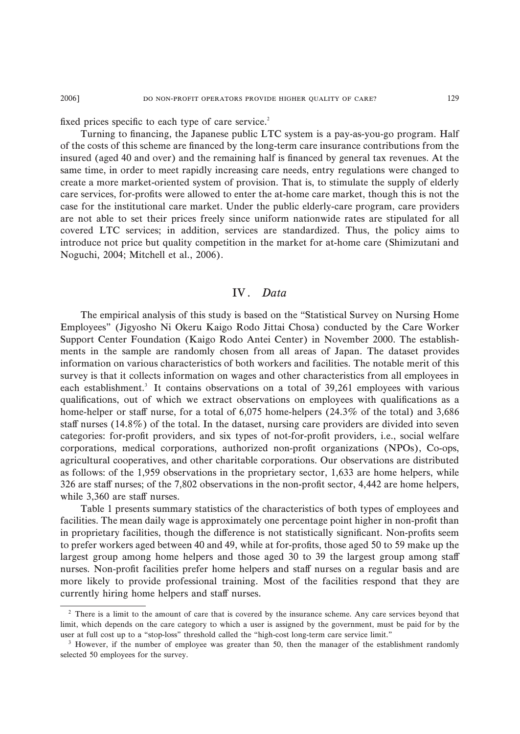fixed prices specific to each type of care service.[2]

Turning to financing, the Japanese public LTC system is a pay-as-you-go program. Half of the costs of this scheme are financed by the long-term care insurance contributions from the insured (aged 40 and over) and the remaining half is financed by general tax revenues. At the same time, in order to meet rapidly increasing care needs, entry regulations were changed to create a more market-oriented system of provision. That is, to stimulate the supply of elderly care services, for-profits were allowed to enter the at-home care market, though this is not the case for the institutional care market. Under the public elderly-care program, care providers are not able to set their prices freely since uniform nationwide rates are stipulated for all covered LTC services; in addition, services are standardized. Thus, the policy aims to introduce not price but quality competition in the market for at-home care (Shimizutani and Noguchi, 2004; Mitchell et al., 2006).

## IV. *Data*

The empirical analysis of this study is based on the "Statistical Survey on Nursing Home Employees" (Jigyosho Ni Okeru Kaigo Rodo Jittai Chosa) conducted by the Care Worker Support Center Foundation (Kaigo Rodo Antei Center) in November 2000. The establishments in the sample are randomly chosen from all areas of Japan. The dataset provides information on various characteristics of both workers and facilities. The notable merit of this survey is that it collects information on wages and other characteristics from all employees in each establishment.[3] It contains observations on a total of 39,261 employees with various qualifications, out of which we extract observations on employees with qualifications as a home-helper or staff nurse, for a total of 6,075 home-helpers (24.3% of the total) and 3,686 staff nurses (14.8%) of the total. In the dataset, nursing care providers are divided into seven categories: for-profit providers, and six types of not-for-profit providers, i.e., social welfare corporations, medical corporations, authorized non-profit organizations (NPOs), Co-ops, agricultural cooperatives, and other charitable corporations. Our observations are distributed as follows: of the 1,959 observations in the proprietary sector, 1,633 are home helpers, while 326 are staff nurses; of the 7,802 observations in the non-profit sector, 4,442 are home helpers, while 3,360 are staff nurses.

Table 1 presents summary statistics of the characteristics of both types of employees and facilities. The mean daily wage is approximately one percentage point higher in non-profit than in proprietary facilities, though the difference is not statistically significant. Non-profits seem to prefer workers aged between 40 and 49, while at for-profits, those aged 50 to 59 make up the largest group among home helpers and those aged 30 to 39 the largest group among staff nurses. Non-profit facilities prefer home helpers and staff nurses on a regular basis and are more likely to provide professional training. Most of the facilities respond that they are currently hiring home helpers and staff nurses.

---

[2] There is a limit to the amount of care that is covered by the insurance scheme. Any care services beyond that limit, which depends on the care category to which a user is assigned by the government, must be paid for by the user at full cost up to a "stop-loss" threshold called the "high-cost long-term care service limit."

[3] However, if the number of employee was greater than 50, then the manager of the establishment randomly selected 50 employees for the survey.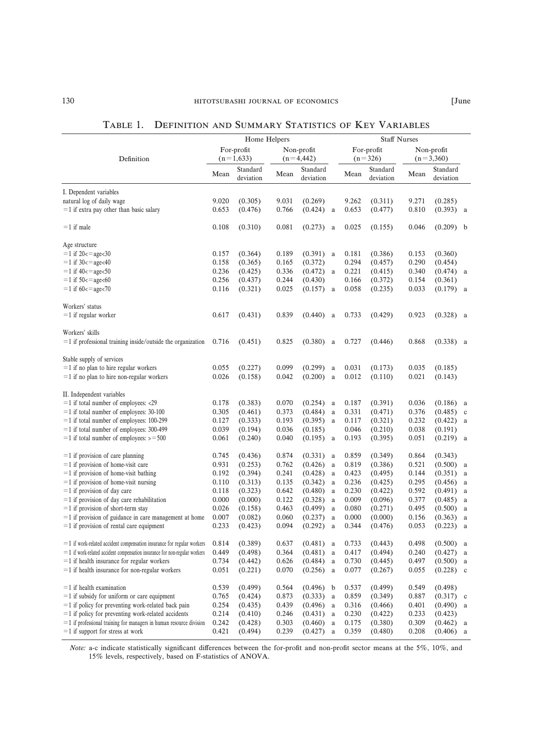## Table 1. Definition and Summary Statistics of Key Variables

| Definition | Home Helpers | | | | | Staff Nurses | | | | |
|---|---|---|---|---|---|---|---|---|---|---|
| | For-profit (n=1,633) | | Non-profit (n=4,442) | | | For-profit (n=326) | | Non-profit (n=3,360) | | |
| | Mean | Standard deviation | Mean | Standard deviation | | Mean | Standard deviation | Mean | Standard deviation | |
| I. Dependent variables | | | | | | | | | | |
| natural log of daily wage | 9.020 | (0.305) | 9.031 | (0.269) | | 9.262 | (0.311) | 9.271 | (0.285) | |
| =1 if extra pay other than basic salary | 0.653 | (0.476) | 0.766 | (0.424) | a | 0.653 | (0.477) | 0.810 | (0.393) | a |
| =1 if male | 0.108 | (0.310) | 0.081 | (0.273) | a | 0.025 | (0.155) | 0.046 | (0.209) | b |
| Age structure | | | | | | | | | | |
| =1 if 20<=age<30 | 0.157 | (0.364) | 0.189 | (0.391) | a | 0.181 | (0.386) | 0.153 | (0.360) | |
| =1 if 30<=age<40 | 0.158 | (0.365) | 0.165 | (0.372) | | 0.294 | (0.457) | 0.290 | (0.454) | |
| =1 if 40<=age<50 | 0.236 | (0.425) | 0.336 | (0.472) | a | 0.221 | (0.415) | 0.340 | (0.474) | a |
| =1 if 50<=age<60 | 0.256 | (0.437) | 0.244 | (0.430) | | 0.166 | (0.372) | 0.154 | (0.361) | |
| =1 if 60<=age<70 | 0.116 | (0.321) | 0.025 | (0.157) | a | 0.058 | (0.235) | 0.033 | (0.179) | a |
| Workers' status | | | | | | | | | | |
| =1 if regular worker | 0.617 | (0.431) | 0.839 | (0.440) | a | 0.733 | (0.429) | 0.923 | (0.328) | a |
| Workers' skills | | | | | | | | | | |
| =1 if professional training inside/outside the organization | 0.716 | (0.451) | 0.825 | (0.380) | a | 0.727 | (0.446) | 0.868 | (0.338) | a |
| Stable supply of services | | | | | | | | | | |
| =1 if no plan to hire regular workers | 0.055 | (0.227) | 0.099 | (0.299) | a | 0.031 | (0.173) | 0.035 | (0.185) | |
| =1 if no plan to hire non-regular workers | 0.026 | (0.158) | 0.042 | (0.200) | a | 0.012 | (0.110) | 0.021 | (0.143) | |
| II. Independent variables | | | | | | | | | | |
| =1 if total number of employees: <29 | 0.178 | (0.383) | 0.070 | (0.254) | a | 0.187 | (0.391) | 0.036 | (0.186) | a |
| =1 if total number of employees: 30-100 | 0.305 | (0.461) | 0.373 | (0.484) | a | 0.331 | (0.471) | 0.376 | (0.485) | c |
| =1 if total number of employees: 100-299 | 0.127 | (0.333) | 0.193 | (0.395) | a | 0.117 | (0.321) | 0.232 | (0.422) | a |
| =1 if total number of employees: 300-499 | 0.039 | (0.194) | 0.036 | (0.185) | | 0.046 | (0.210) | 0.038 | (0.191) | |
| =1 if total number of employees: >=500 | 0.061 | (0.240) | 0.040 | (0.195) | a | 0.193 | (0.395) | 0.051 | (0.219) | a |
| =1 if provision of care planning | 0.745 | (0.436) | 0.874 | (0.331) | a | 0.859 | (0.349) | 0.864 | (0.343) | |
| =1 if provision of home-visit care | 0.931 | (0.253) | 0.762 | (0.426) | a | 0.819 | (0.386) | 0.521 | (0.500) | a |
| =1 if provision of home-visit bathing | 0.192 | (0.394) | 0.241 | (0.428) | a | 0.423 | (0.495) | 0.144 | (0.351) | a |
| =1 if provision of home-visit nursing | 0.110 | (0.313) | 0.135 | (0.342) | a | 0.236 | (0.425) | 0.295 | (0.456) | a |
| =1 if provision of day care | 0.118 | (0.323) | 0.642 | (0.480) | a | 0.230 | (0.422) | 0.592 | (0.491) | a |
| =1 if provision of day care rehabilitation | 0.000 | (0.000) | 0.122 | (0.328) | a | 0.009 | (0.096) | 0.377 | (0.485) | a |
| =1 if provision of short-term stay | 0.026 | (0.158) | 0.463 | (0.499) | a | 0.080 | (0.271) | 0.495 | (0.500) | a |
| =1 if provision of guidance in care management at home | 0.007 | (0.082) | 0.060 | (0.237) | a | 0.000 | (0.000) | 0.156 | (0.363) | a |
| =1 if provision of rental care equipment | 0.233 | (0.423) | 0.094 | (0.292) | a | 0.344 | (0.476) | 0.053 | (0.223) | a |
| =1 if work-related accident compensation insurance for regular workers | 0.814 | (0.389) | 0.637 | (0.481) | a | 0.733 | (0.443) | 0.498 | (0.500) | a |
| =1 if work-related accident compensation insurance for non-regular workers | 0.449 | (0.498) | 0.364 | (0.481) | a | 0.417 | (0.494) | 0.240 | (0.427) | a |
| =1 if health insurance for regular workers | 0.734 | (0.442) | 0.626 | (0.484) | a | 0.730 | (0.445) | 0.497 | (0.500) | a |
| =1 if health insurance for non-regular workers | 0.051 | (0.221) | 0.070 | (0.256) | a | 0.077 | (0.267) | 0.055 | (0.228) | c |
| =1 if health examination | 0.539 | (0.499) | 0.564 | (0.496) | b | 0.537 | (0.499) | 0.549 | (0.498) | |
| =1 if subsidy for uniform or care equipment | 0.765 | (0.424) | 0.873 | (0.333) | a | 0.859 | (0.349) | 0.887 | (0.317) | c |
| =1 if policy for preventing work-related back pain | 0.254 | (0.435) | 0.439 | (0.496) | a | 0.316 | (0.466) | 0.401 | (0.490) | a |
| =1 if policy for preventing work-related accidents | 0.214 | (0.410) | 0.246 | (0.431) | a | 0.230 | (0.422) | 0.233 | (0.423) | |
| =1 if professional training for managers in human resource division | 0.242 | (0.428) | 0.303 | (0.460) | a | 0.175 | (0.380) | 0.309 | (0.462) | a |
| =1 if support for stress at work | 0.421 | (0.494) | 0.239 | (0.427) | a | 0.359 | (0.480) | 0.208 | (0.406) | a |

*Note:* a-c indicate statistically significant differences between the for-profit and non-profit sector means at the 5%, 10%, and 15% levels, respectively, based on F-statistics of ANOVA.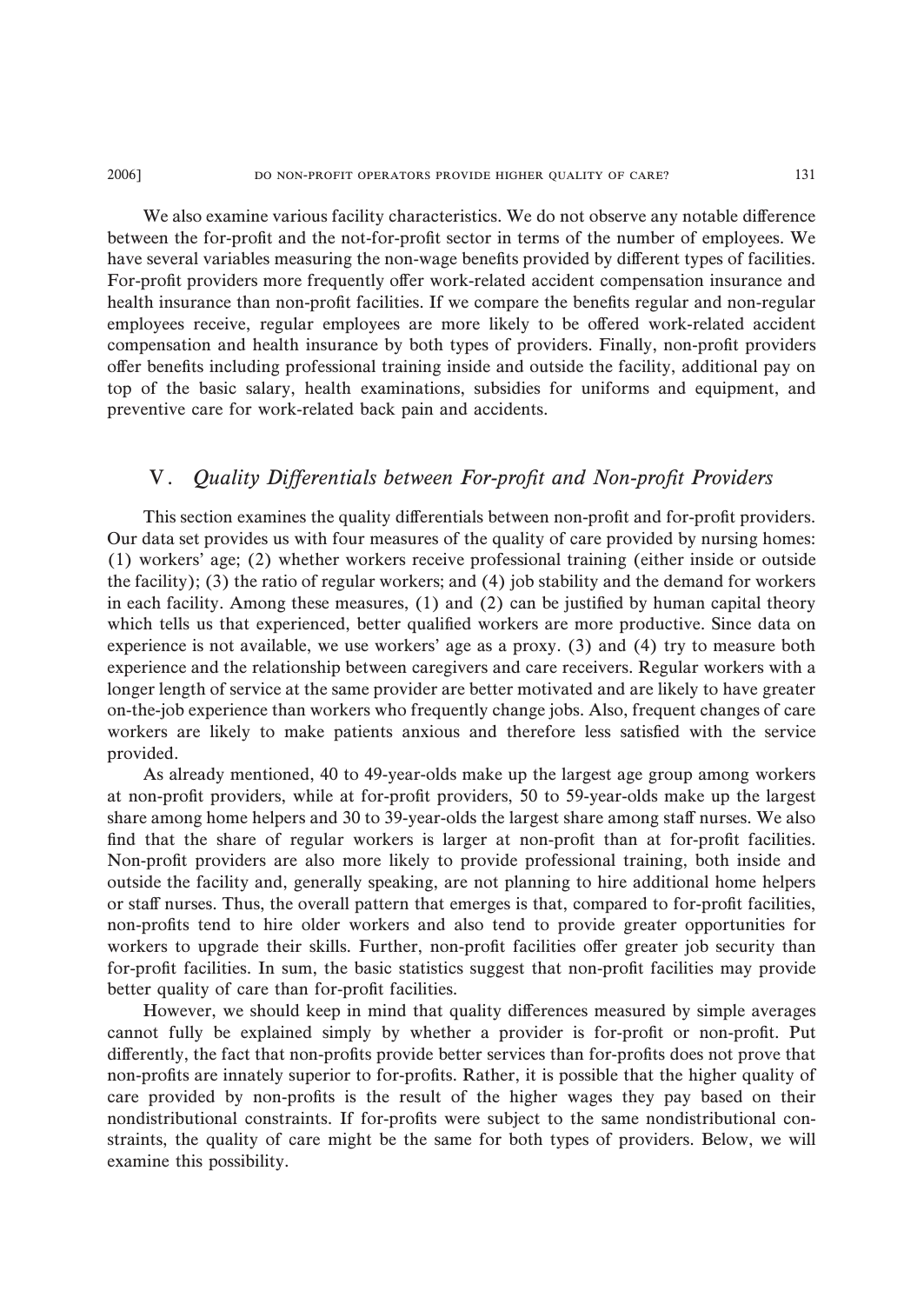We also examine various facility characteristics. We do not observe any notable difference between the for-profit and the not-for-profit sector in terms of the number of employees. We have several variables measuring the non-wage benefits provided by different types of facilities. For-profit providers more frequently offer work-related accident compensation insurance and health insurance than non-profit facilities. If we compare the benefits regular and non-regular employees receive, regular employees are more likely to be offered work-related accident compensation and health insurance by both types of providers. Finally, non-profit providers offer benefits including professional training inside and outside the facility, additional pay on top of the basic salary, health examinations, subsidies for uniforms and equipment, and preventive care for work-related back pain and accidents.

## V. *Quality Differentials between For-profit and Non-profit Providers*

This section examines the quality differentials between non-profit and for-profit providers. Our data set provides us with four measures of the quality of care provided by nursing homes: (1) workers' age; (2) whether workers receive professional training (either inside or outside the facility); (3) the ratio of regular workers; and (4) job stability and the demand for workers in each facility. Among these measures, (1) and (2) can be justified by human capital theory which tells us that experienced, better qualified workers are more productive. Since data on experience is not available, we use workers' age as a proxy. (3) and (4) try to measure both experience and the relationship between caregivers and care receivers. Regular workers with a longer length of service at the same provider are better motivated and are likely to have greater on-the-job experience than workers who frequently change jobs. Also, frequent changes of care workers are likely to make patients anxious and therefore less satisfied with the service provided.

As already mentioned, 40 to 49-year-olds make up the largest age group among workers at non-profit providers, while at for-profit providers, 50 to 59-year-olds make up the largest share among home helpers and 30 to 39-year-olds the largest share among staff nurses. We also find that the share of regular workers is larger at non-profit than at for-profit facilities. Non-profit providers are also more likely to provide professional training, both inside and outside the facility and, generally speaking, are not planning to hire additional home helpers or staff nurses. Thus, the overall pattern that emerges is that, compared to for-profit facilities, non-profits tend to hire older workers and also tend to provide greater opportunities for workers to upgrade their skills. Further, non-profit facilities offer greater job security than for-profit facilities. In sum, the basic statistics suggest that non-profit facilities may provide better quality of care than for-profit facilities.

However, we should keep in mind that quality differences measured by simple averages cannot fully be explained simply by whether a provider is for-profit or non-profit. Put differently, the fact that non-profits provide better services than for-profits does not prove that non-profits are innately superior to for-profits. Rather, it is possible that the higher quality of care provided by non-profits is the result of the higher wages they pay based on their nondistributional constraints. If for-profits were subject to the same nondistributional constraints, the quality of care might be the same for both types of providers. Below, we will examine this possibility.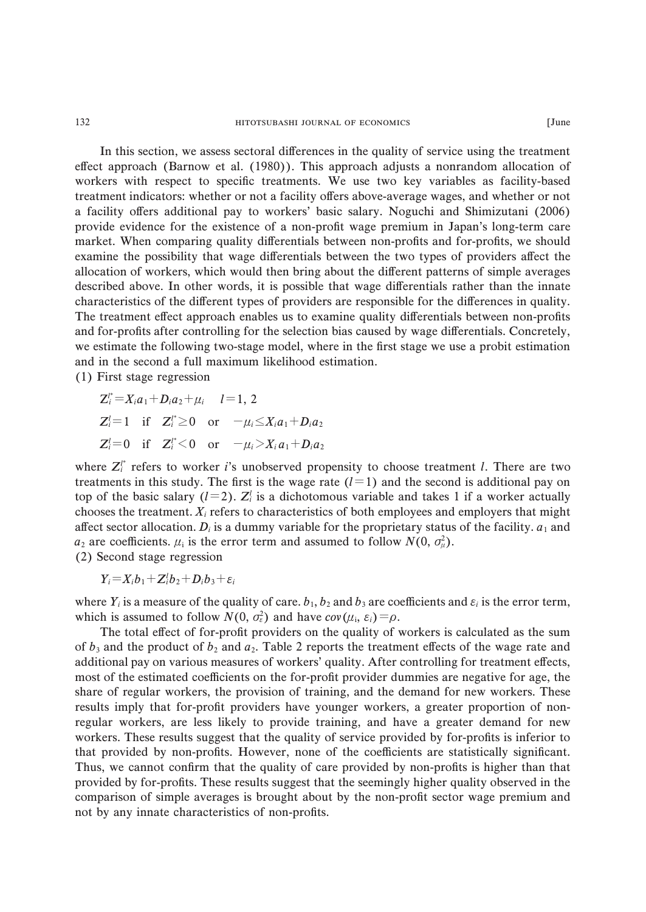In this section, we assess sectoral differences in the quality of service using the treatment effect approach (Barnow et al. (1980)). This approach adjusts a nonrandom allocation of workers with respect to specific treatments. We use two key variables as facility-based treatment indicators: whether or not a facility offers above-average wages, and whether or not a facility offers additional pay to workers' basic salary. Noguchi and Shimizutani (2006) provide evidence for the existence of a non-profit wage premium in Japan's long-term care market. When comparing quality differentials between non-profits and for-profits, we should examine the possibility that wage differentials between the two types of providers affect the allocation of workers, which would then bring about the different patterns of simple averages described above. In other words, it is possible that wage differentials rather than the innate characteristics of the different types of providers are responsible for the differences in quality. The treatment effect approach enables us to examine quality differentials between non-profits and for-profits after controlling for the selection bias caused by wage differentials. Concretely, we estimate the following two-stage model, where in the first stage we use a probit estimation and in the second a full maximum likelihood estimation.

(1) First stage regression

$$Z_i^{l*} = X_i a_1 + D_i a_2 + \mu_i \quad l = 1, 2$$

$$Z_i^l = 1 \quad \text{if} \quad Z_i^{l*} \geq 0 \quad \text{or} \quad -\mu_i \leq X_i a_1 + D_i a_2$$

$$Z_i^l = 0 \quad \text{if} \quad Z_i^{l*} < 0 \quad \text{or} \quad -\mu_i > X_i a_1 + D_i a_2$$

where $Z_i^{l*}$ refers to worker $i$'s unobserved propensity to choose treatment $l$. There are two treatments in this study. The first is the wage rate ($l=1$) and the second is additional pay on top of the basic salary ($l=2$). $Z_i^l$ is a dichotomous variable and takes 1 if a worker actually chooses the treatment. $X_i$ refers to characteristics of both employees and employers that might affect sector allocation. $D_i$ is a dummy variable for the proprietary status of the facility. $a_1$ and $a_2$ are coefficients. $\mu_i$ is the error term and assumed to follow $N(0, \sigma_\mu^2)$.

(2) Second stage regression

$$Y_i = X_i b_1 + Z_i^l b_2 + D_i b_3 + \varepsilon_i$$

where $Y_i$ is a measure of the quality of care. $b_1$, $b_2$ and $b_3$ are coefficients and $\varepsilon_i$ is the error term, which is assumed to follow $N(0, \sigma_\varepsilon^2)$ and have $cov(\mu_i, \varepsilon_i) = \rho$.

The total effect of for-profit providers on the quality of workers is calculated as the sum of $b_3$ and the product of $b_2$ and $a_2$. Table 2 reports the treatment effects of the wage rate and additional pay on various measures of workers' quality. After controlling for treatment effects, most of the estimated coefficients on the for-profit provider dummies are negative for age, the share of regular workers, the provision of training, and the demand for new workers. These results imply that for-profit providers have younger workers, a greater proportion of non-regular workers, are less likely to provide training, and have a greater demand for new workers. These results suggest that the quality of service provided by for-profits is inferior to that provided by non-profits. However, none of the coefficients are statistically significant. Thus, we cannot confirm that the quality of care provided by non-profits is higher than that provided by for-profits. These results suggest that the seemingly higher quality observed in the comparison of simple averages is brought about by the non-profit sector wage premium and not by any innate characteristics of non-profits.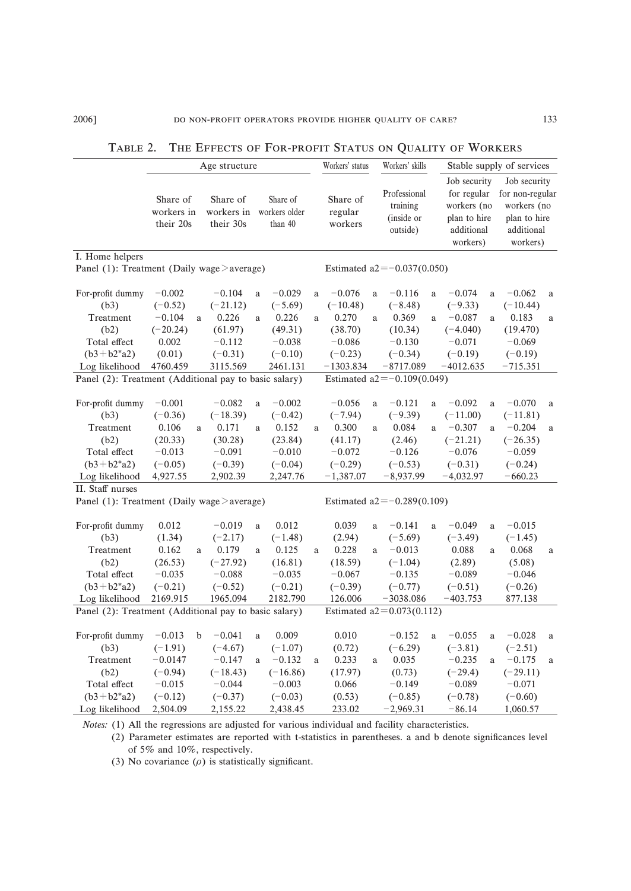Table 2. The Effects of For-profit Status on Quality of Workers

| | Age structure | | | Workers' status | Workers' skills | Stable supply of services | |
|---|---|---|---|---|---|---|---|
| | Share of workers in their 20s | Share of workers in their 30s | Share of workers older than 40 | Share of regular workers | Professional training (inside or outside) | Job security for regular workers (no plan to hire additional workers) | Job security for non-regular workers (no plan to hire additional workers) |
| **I. Home helpers** | | | | | | | |
| Panel (1): Treatment (Daily wage > average) | | | | Estimated a2 = −0.037(0.050) | | | |
| For-profit dummy | −0.002 | −0.104 a | −0.029 a | −0.076 a | −0.116 a | −0.074 a | −0.062 a |
| (b3) | (−0.52) | (−21.12) | (−5.69) | (−10.48) | (−8.48) | (−9.33) | (−10.44) |
| Treatment | −0.104 a | 0.226 a | 0.226 a | 0.270 a | 0.369 a | −0.087 a | 0.183 a |
| (b2) | (−20.24) | (61.97) | (49.31) | (38.70) | (10.34) | (−4.040) | (19.470) |
| Total effect | 0.002 | −0.112 | −0.038 | −0.086 | −0.130 | −0.071 | −0.069 |
| (b3 + b2*a2) | (0.01) | (−0.31) | (−0.10) | (−0.23) | (−0.34) | (−0.19) | (−0.19) |
| Log likelihood | 4760.459 | 3115.569 | 2461.131 | −1303.834 | −8717.089 | −4012.635 | −715.351 |
| Panel (2): Treatment (Additional pay to basic salary) | | | | Estimated a2 = −0.109(0.049) | | | |
| For-profit dummy | −0.001 | −0.082 a | −0.002 | −0.056 a | −0.121 a | −0.092 a | −0.070 a |
| (b3) | (−0.36) | (−18.39) | (−0.42) | (−7.94) | (−9.39) | (−11.00) | (−11.81) |
| Treatment | 0.106 a | 0.171 a | 0.152 a | 0.300 a | 0.084 a | −0.307 a | −0.204 a |
| (b2) | (20.33) | (30.28) | (23.84) | (41.17) | (2.46) | (−21.21) | (−26.35) |
| Total effect | −0.013 | −0.091 | −0.010 | −0.072 | −0.126 | −0.076 | −0.059 |
| (b3 + b2*a2) | (−0.05) | (−0.39) | (−0.04) | (−0.29) | (−0.53) | (−0.31) | (−0.24) |
| Log likelihood | 4,927.55 | 2,902.39 | 2,247.76 | −1,387.07 | −8,937.99 | −4,032.97 | −660.23 |
| **II. Staff nurses** | | | | | | | |
| Panel (1): Treatment (Daily wage > average) | | | | Estimated a2 = −0.289(0.109) | | | |
| For-profit dummy | 0.012 | −0.019 a | 0.012 | 0.039 a | −0.141 a | −0.049 a | −0.015 |
| (b3) | (1.34) | (−2.17) | (−1.48) | (2.94) | (−5.69) | (−3.49) | (−1.45) |
| Treatment | 0.162 a | 0.179 a | 0.125 a | 0.228 a | −0.013 | 0.088 a | 0.068 a |
| (b2) | (26.53) | (−27.92) | (16.81) | (18.59) | (−1.04) | (2.89) | (5.08) |
| Total effect | −0.035 | −0.088 | −0.035 | −0.067 | −0.135 | −0.089 | −0.046 |
| (b3 + b2*a2) | (−0.21) | (−0.52) | (−0.21) | (−0.39) | (−0.77) | (−0.51) | (−0.26) |
| Log likelihood | 2169.915 | 1965.094 | 2182.790 | 126.006 | −3038.086 | −403.753 | 877.138 |
| Panel (2): Treatment (Additional pay to basic salary) | | | | Estimated a2 = 0.073(0.112) | | | |
| For-profit dummy | −0.013 b | −0.041 a | 0.009 | 0.010 | −0.152 a | −0.055 a | −0.028 a |
| (b3) | (−1.91) | (−4.67) | (−1.07) | (0.72) | (−6.29) | (−3.81) | (−2.51) |
| Treatment | −0.0147 | −0.147 a | −0.132 a | 0.233 a | 0.035 | −0.235 a | −0.175 a |
| (b2) | (−0.94) | (−18.43) | (−16.86) | (17.97) | (0.73) | (−29.4) | (−29.11) |
| Total effect | −0.015 | −0.044 | −0.003 | 0.066 | −0.149 | −0.089 | −0.071 |
| (b3 + b2*a2) | (−0.12) | (−0.37) | (−0.03) | (0.53) | (−0.85) | (−0.78) | (−0.60) |
| Log likelihood | 2,504.09 | 2,155.22 | 2,438.45 | 233.02 | −2,969.31 | −86.14 | 1,060.57 |

*Notes:* (1) All the regressions are adjusted for various individual and facility characteristics.

(2) Parameter estimates are reported with t-statistics in parentheses. a and b denote significances level of 5% and 10%, respectively.

(3) No covariance ($\rho$) is statistically significant.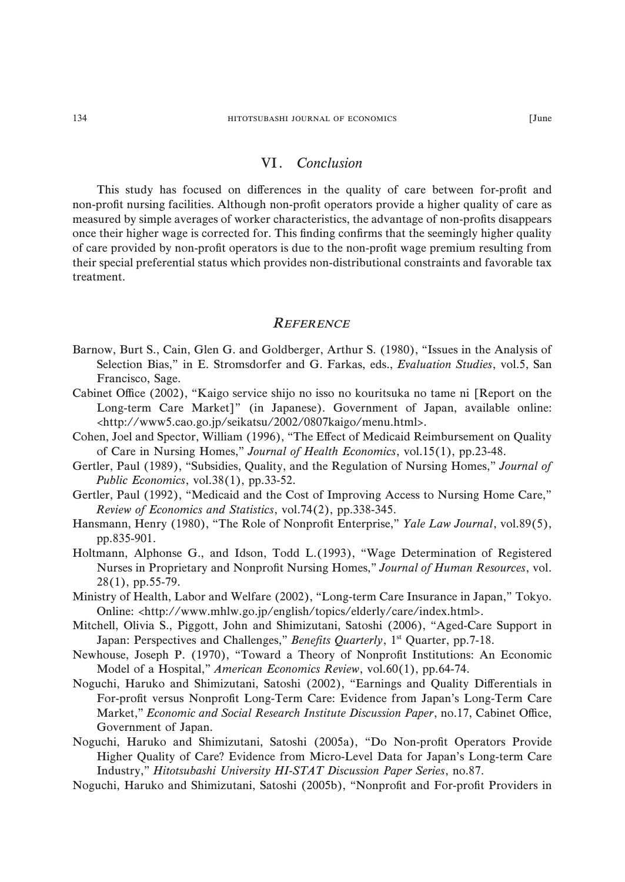## VI. *Conclusion*

This study has focused on differences in the quality of care between for-profit and non-profit nursing facilities. Although non-profit operators provide a higher quality of care as measured by simple averages of worker characteristics, the advantage of non-profits disappears once their higher wage is corrected for. This finding confirms that the seemingly higher quality of care provided by non-profit operators is due to the non-profit wage premium resulting from their special preferential status which provides non-distributional constraints and favorable tax treatment.

## *Reference*

Barnow, Burt S., Cain, Glen G. and Goldberger, Arthur S. (1980), "Issues in the Analysis of Selection Bias," in E. Stromsdorfer and G. Farkas, eds., *Evaluation Studies*, vol.5, San Francisco, Sage.

Cabinet Office (2002), "Kaigo service shijo no isso no kouritsuka no tame ni [Report on the Long-term Care Market]" (in Japanese). Government of Japan, available online: <http://www5.cao.go.jp/seikatsu/2002/0807kaigo/menu.html>.

Cohen, Joel and Spector, William (1996), "The Effect of Medicaid Reimbursement on Quality of Care in Nursing Homes," *Journal of Health Economics*, vol.15(1), pp.23-48.

Gertler, Paul (1989), "Subsidies, Quality, and the Regulation of Nursing Homes," *Journal of Public Economics*, vol.38(1), pp.33-52.

Gertler, Paul (1992), "Medicaid and the Cost of Improving Access to Nursing Home Care," *Review of Economics and Statistics*, vol.74(2), pp.338-345.

Hansmann, Henry (1980), "The Role of Nonprofit Enterprise," *Yale Law Journal*, vol.89(5), pp.835-901.

Holtmann, Alphonse G., and Idson, Todd L.(1993), "Wage Determination of Registered Nurses in Proprietary and Nonprofit Nursing Homes," *Journal of Human Resources*, vol. 28(1), pp.55-79.

Ministry of Health, Labor and Welfare (2002), "Long-term Care Insurance in Japan," Tokyo. Online: <http://www.mhlw.go.jp/english/topics/elderly/care/index.html>.

Mitchell, Olivia S., Piggott, John and Shimizutani, Satoshi (2006), "Aged-Care Support in Japan: Perspectives and Challenges," *Benefits Quarterly*, 1st Quarter, pp.7-18.

Newhouse, Joseph P. (1970), "Toward a Theory of Nonprofit Institutions: An Economic Model of a Hospital," *American Economics Review*, vol.60(1), pp.64-74.

Noguchi, Haruko and Shimizutani, Satoshi (2002), "Earnings and Quality Differentials in For-profit versus Nonprofit Long-Term Care: Evidence from Japan's Long-Term Care Market," *Economic and Social Research Institute Discussion Paper*, no.17, Cabinet Office, Government of Japan.

Noguchi, Haruko and Shimizutani, Satoshi (2005a), "Do Non-profit Operators Provide Higher Quality of Care? Evidence from Micro-Level Data for Japan's Long-term Care Industry," *Hitotsubashi University HI-STAT Discussion Paper Series*, no.87.

Noguchi, Haruko and Shimizutani, Satoshi (2005b), "Nonprofit and For-profit Providers in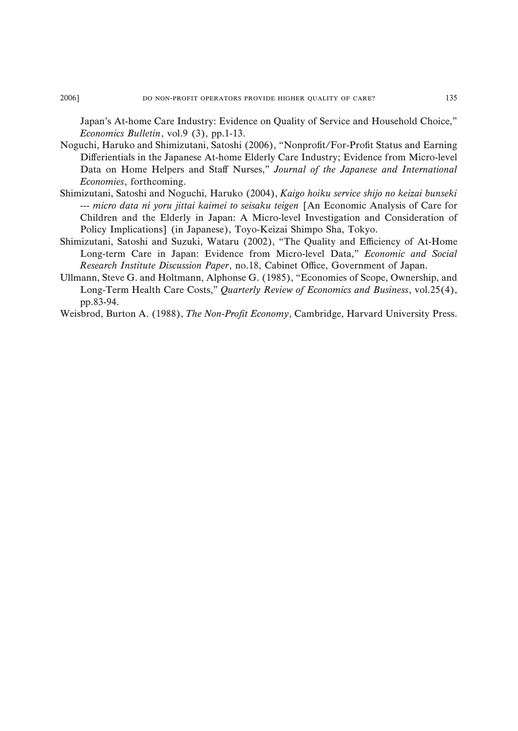Japan's At-home Care Industry: Evidence on Quality of Service and Household Choice," *Economics Bulletin*, vol.9 (3), pp.1-13.

Noguchi, Haruko and Shimizutani, Satoshi (2006), "Nonprofit/For-Profit Status and Earning Differientials in the Japanese At-home Elderly Care Industry; Evidence from Micro-level Data on Home Helpers and Staff Nurses," *Journal of the Japanese and International Economies*, forthcoming.

Shimizutani, Satoshi and Noguchi, Haruko (2004), *Kaigo hoiku service shijo no keizai bunseki --- micro data ni yoru jittai kaimei to seisaku teigen* [An Economic Analysis of Care for Children and the Elderly in Japan: A Micro-level Investigation and Consideration of Policy Implications] (in Japanese), Toyo-Keizai Shimpo Sha, Tokyo.

Shimizutani, Satoshi and Suzuki, Wataru (2002), "The Quality and Efficiency of At-Home Long-term Care in Japan: Evidence from Micro-level Data," *Economic and Social Research Institute Discussion Paper*, no.18, Cabinet Office, Government of Japan.

Ullmann, Steve G. and Holtmann, Alphonse G. (1985), "Economies of Scope, Ownership, and Long-Term Health Care Costs," *Quarterly Review of Economics and Business*, vol.25(4), pp.83-94.

Weisbrod, Burton A. (1988), *The Non-Profit Economy*, Cambridge, Harvard University Press.